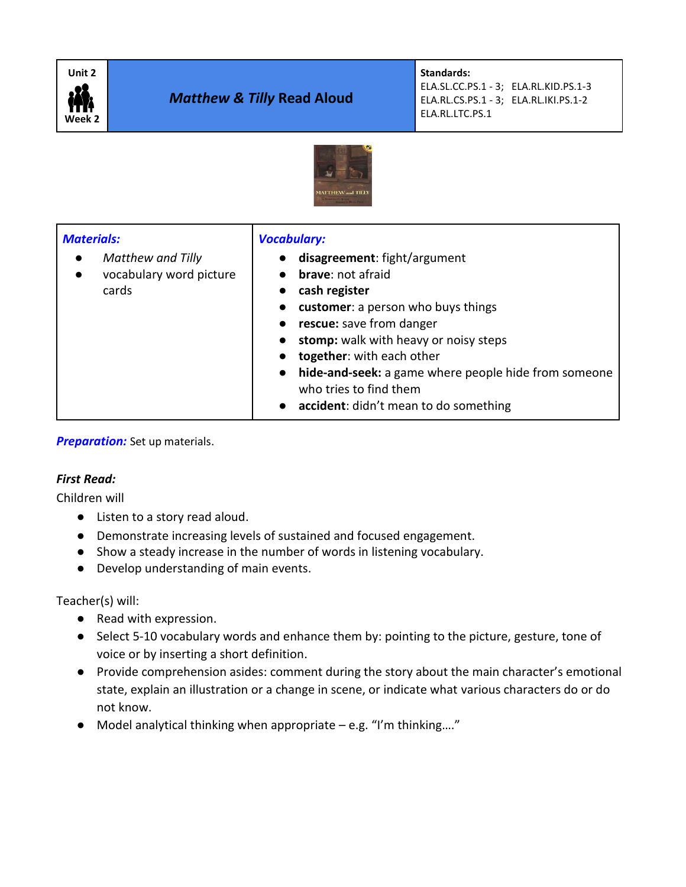| Unit 2 Week 2 | ***Matthew & Tilly* Read Aloud** | **Standards:** ELA.SL.CC.PS.1 - 3; ELA.RL.KID.PS.1-3 ELA.RL.CS.PS.1 - 3; ELA.RL.IKI.PS.1-2 ELA.RL.LTC.PS.1 |
|---|---|---|

| ***Materials:*** | ***Vocabulary:*** |
|---|---|
| • *Matthew and Tilly*<br>• vocabulary word picture cards | • **disagreement**: fight/argument<br>• **brave**: not afraid<br>• **cash register**<br>• **customer**: a person who buys things<br>• **rescue:** save from danger<br>• **stomp:** walk with heavy or noisy steps<br>• **together**: with each other<br>• **hide-and-seek:** a game where people hide from someone who tries to find them<br>• **accident**: didn't mean to do something |

***Preparation:*** Set up materials.

***First Read:***

Children will

- Listen to a story read aloud.
- Demonstrate increasing levels of sustained and focused engagement.
- Show a steady increase in the number of words in listening vocabulary.
- Develop understanding of main events.

Teacher(s) will:

- Read with expression.
- Select 5-10 vocabulary words and enhance them by: pointing to the picture, gesture, tone of voice or by inserting a short definition.
- Provide comprehension asides: comment during the story about the main character's emotional state, explain an illustration or a change in scene, or indicate what various characters do or do not know.
- Model analytical thinking when appropriate – e.g. "I'm thinking…."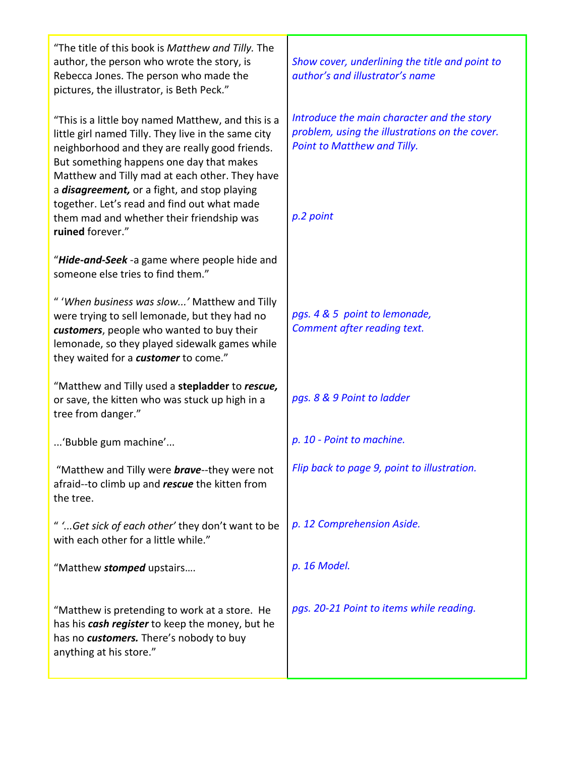| | |
|---|---|
| "The title of this book is *Matthew and Tilly.* The author, the person who wrote the story, is Rebecca Jones. The person who made the pictures, the illustrator, is Beth Peck." | *Show cover, underlining the title and point to author's and illustrator's name* |
| "This is a little boy named Matthew, and this is a little girl named Tilly. They live in the same city neighborhood and they are really good friends. But something happens one day that makes Matthew and Tilly mad at each other. They have a ***disagreement,*** or a fight, and stop playing together. Let's read and find out what made them mad and whether their friendship was **ruined** forever." | *Introduce the main character and the story problem, using the illustrations on the cover. Point to Matthew and Tilly.* <br><br> *p.2 point* |
| "***Hide-and-Seek*** -a game where people hide and someone else tries to find them." | |
| " '*When business was slow...*' Matthew and Tilly were trying to sell lemonade, but they had no ***customers***, people who wanted to buy their lemonade, so they played sidewalk games while they waited for a ***customer*** to come." | *pgs. 4 & 5 point to lemonade, Comment after reading text.* |
| "Matthew and Tilly used a **stepladder** to ***rescue,*** or save, the kitten who was stuck up high in a tree from danger." | *pgs. 8 & 9 Point to ladder* |
| ...'Bubble gum machine'... | *p. 10 - Point to machine.* |
| "Matthew and Tilly were ***brave***--they were not afraid--to climb up and ***rescue*** the kitten from the tree. | *Flip back to page 9, point to illustration.* |
| " *'...Get sick of each other'* they don't want to be with each other for a little while." | *p. 12 Comprehension Aside.* |
| "Matthew ***stomped*** upstairs…. | *p. 16 Model.* |
| "Matthew is pretending to work at a store. He has his ***cash register*** to keep the money, but he has no ***customers.*** There's nobody to buy anything at his store." | *pgs. 20-21 Point to items while reading.* |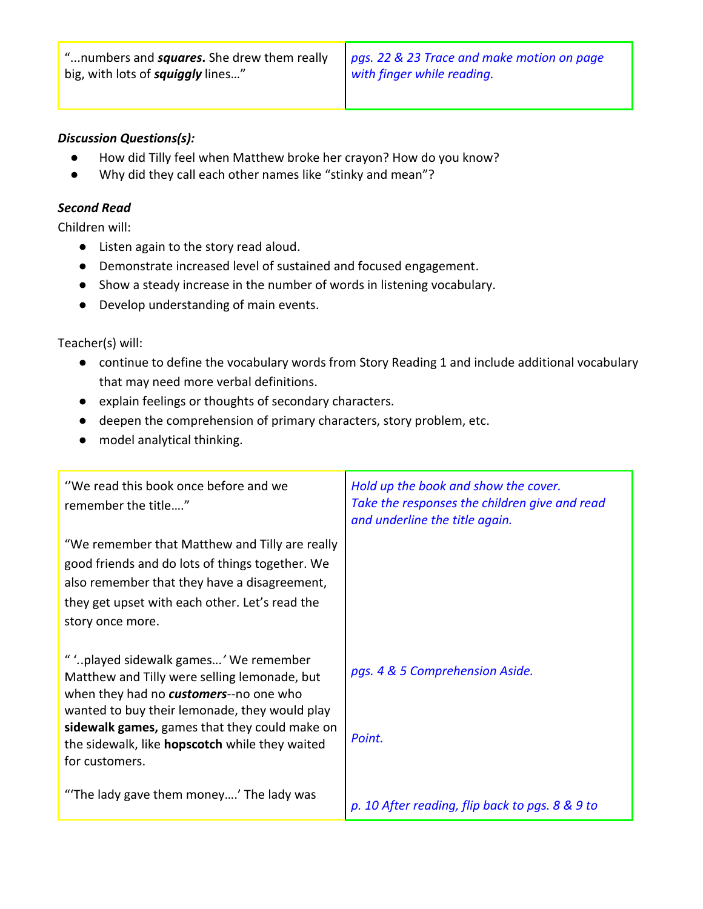| “...numbers and ***squares*****.** She drew them really big, with lots of ***squiggly*** lines…” | *pgs. 22 & 23 Trace and make motion on page with finger while reading.* |
|---|---|

***Discussion Questions(s):***

- How did Tilly feel when Matthew broke her crayon? How do you know?
- Why did they call each other names like “stinky and mean”?

***Second Read***

Children will:

- Listen again to the story read aloud.
- Demonstrate increased level of sustained and focused engagement.
- Show a steady increase in the number of words in listening vocabulary.
- Develop understanding of main events.

Teacher(s) will:

- continue to define the vocabulary words from Story Reading 1 and include additional vocabulary that may need more verbal definitions.
- explain feelings or thoughts of secondary characters.
- deepen the comprehension of primary characters, story problem, etc.
- model analytical thinking.

| | |
|---|---|
| ‘’We read this book once before and we remember the title….” | *Hold up the book and show the cover. Take the responses the children give and read and underline the title again.* |
| “We remember that Matthew and Tilly are really good friends and do lots of things together. We also remember that they have a disagreement, they get upset with each other. Let’s read the story once more. | |
| “ ‘..played sidewalk games…’ We remember Matthew and Tilly were selling lemonade, but when they had no ***customers***--no one who wanted to buy their lemonade, they would play **sidewalk games,** games that they could make on the sidewalk, like **hopscotch** while they waited for customers. | *pgs. 4 & 5 Comprehension Aside.*<br><br>*Point.* |
| “‘The lady gave them money….’ The lady was | *p. 10 After reading, flip back to pgs. 8 & 9 to* |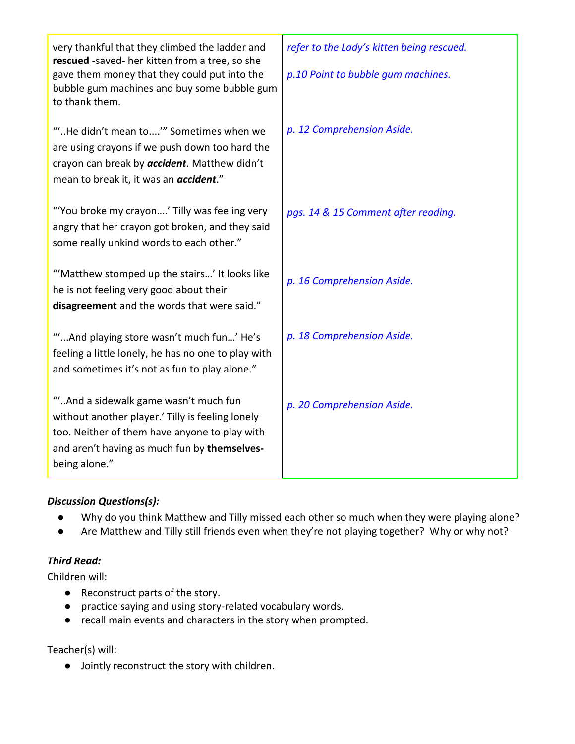| | |
|---|---|
| very thankful that they climbed the ladder and **rescued -**saved- her kitten from a tree, so she gave them money that they could put into the bubble gum machines and buy some bubble gum to thank them. | *refer to the Lady's kitten being rescued.*<br><br>*p.10 Point to bubble gum machines.* |
| "'..He didn't mean to....'" Sometimes when we are using crayons if we push down too hard the crayon can break by ***accident***. Matthew didn't mean to break it, it was an ***accident***." | *p. 12 Comprehension Aside.* |
| "'You broke my crayon….' Tilly was feeling very angry that her crayon got broken, and they said some really unkind words to each other." | *pgs. 14 & 15 Comment after reading.* |
| "'Matthew stomped up the stairs…' It looks like he is not feeling very good about their **disagreement** and the words that were said." | *p. 16 Comprehension Aside.* |
| "'...And playing store wasn't much fun…' He's feeling a little lonely, he has no one to play with and sometimes it's not as fun to play alone." | *p. 18 Comprehension Aside.* |
| "'..And a sidewalk game wasn't much fun without another player.' Tilly is feeling lonely too. Neither of them have anyone to play with and aren't having as much fun by **themselves-** being alone." | *p. 20 Comprehension Aside.* |

***Discussion Questions(s):***

- Why do you think Matthew and Tilly missed each other so much when they were playing alone?
- Are Matthew and Tilly still friends even when they're not playing together? Why or why not?

***Third Read:***

Children will:

- Reconstruct parts of the story.
- practice saying and using story-related vocabulary words.
- recall main events and characters in the story when prompted.

Teacher(s) will:

- Jointly reconstruct the story with children.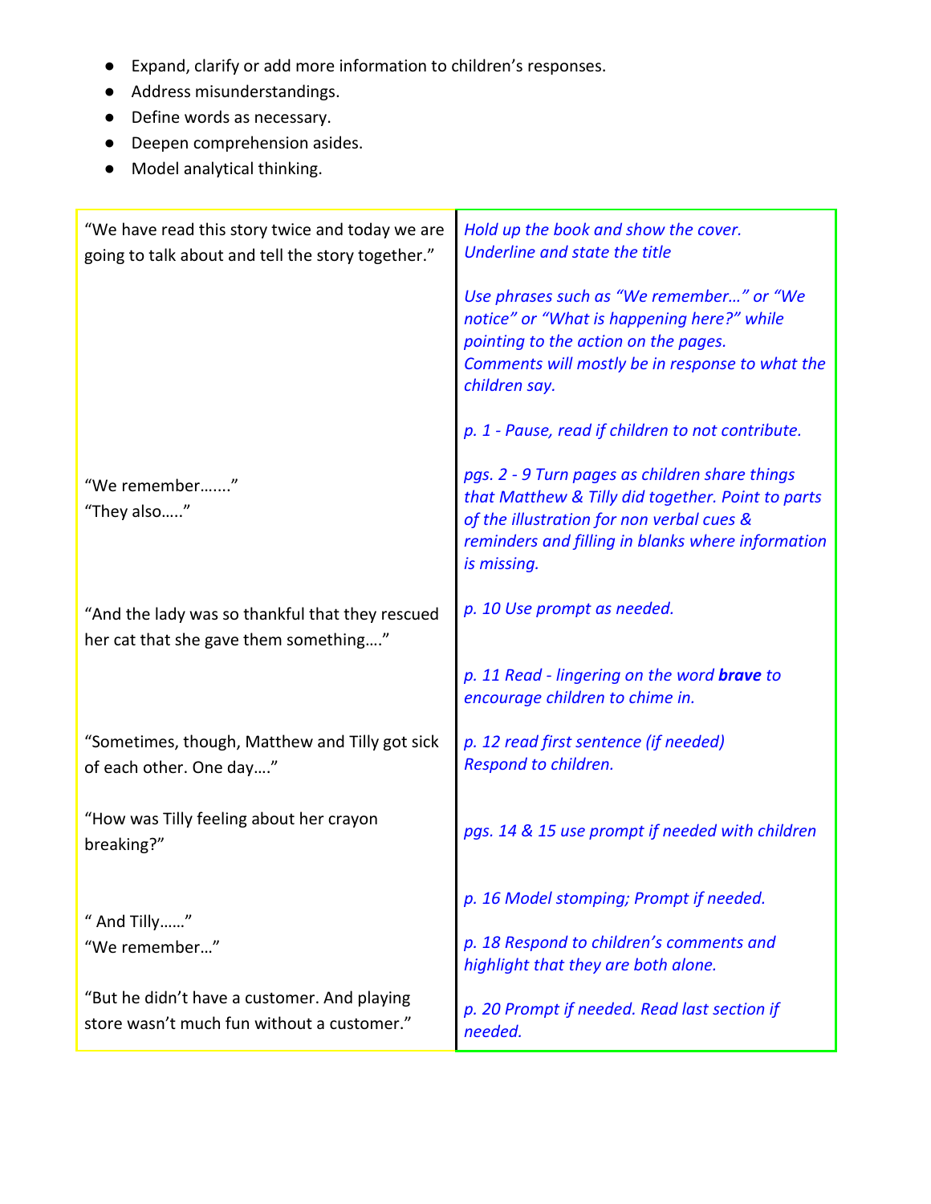- Expand, clarify or add more information to children's responses.
- Address misunderstandings.
- Define words as necessary.
- Deepen comprehension asides.
- Model analytical thinking.

| | |
|---|---|
| "We have read this story twice and today we are going to talk about and tell the story together." | *Hold up the book and show the cover. Underline and state the title*<br><br>*Use phrases such as "We remember..." or "We notice" or "What is happening here?" while pointing to the action on the pages. Comments will mostly be in response to what the children say.*<br><br>*p. 1 - Pause, read if children to not contribute.* |
| "We remember......."<br>"They also....." | *pgs. 2 - 9 Turn pages as children share things that Matthew & Tilly did together. Point to parts of the illustration for non verbal cues & reminders and filling in blanks where information is missing.* |
| "And the lady was so thankful that they rescued her cat that she gave them something...." | *p. 10 Use prompt as needed.*<br><br>*p. 11 Read - lingering on the word **brave** to encourage children to chime in.* |
| "Sometimes, though, Matthew and Tilly got sick of each other. One day...." | *p. 12 read first sentence (if needed) Respond to children.* |
| "How was Tilly feeling about her crayon breaking?" | *pgs. 14 & 15 use prompt if needed with children* |
| " And Tilly......"<br>"We remember..." | *p. 16 Model stomping; Prompt if needed.*<br><br>*p. 18 Respond to children's comments and highlight that they are both alone.* |
| "But he didn't have a customer. And playing store wasn't much fun without a customer." | *p. 20 Prompt if needed. Read last section if needed.* |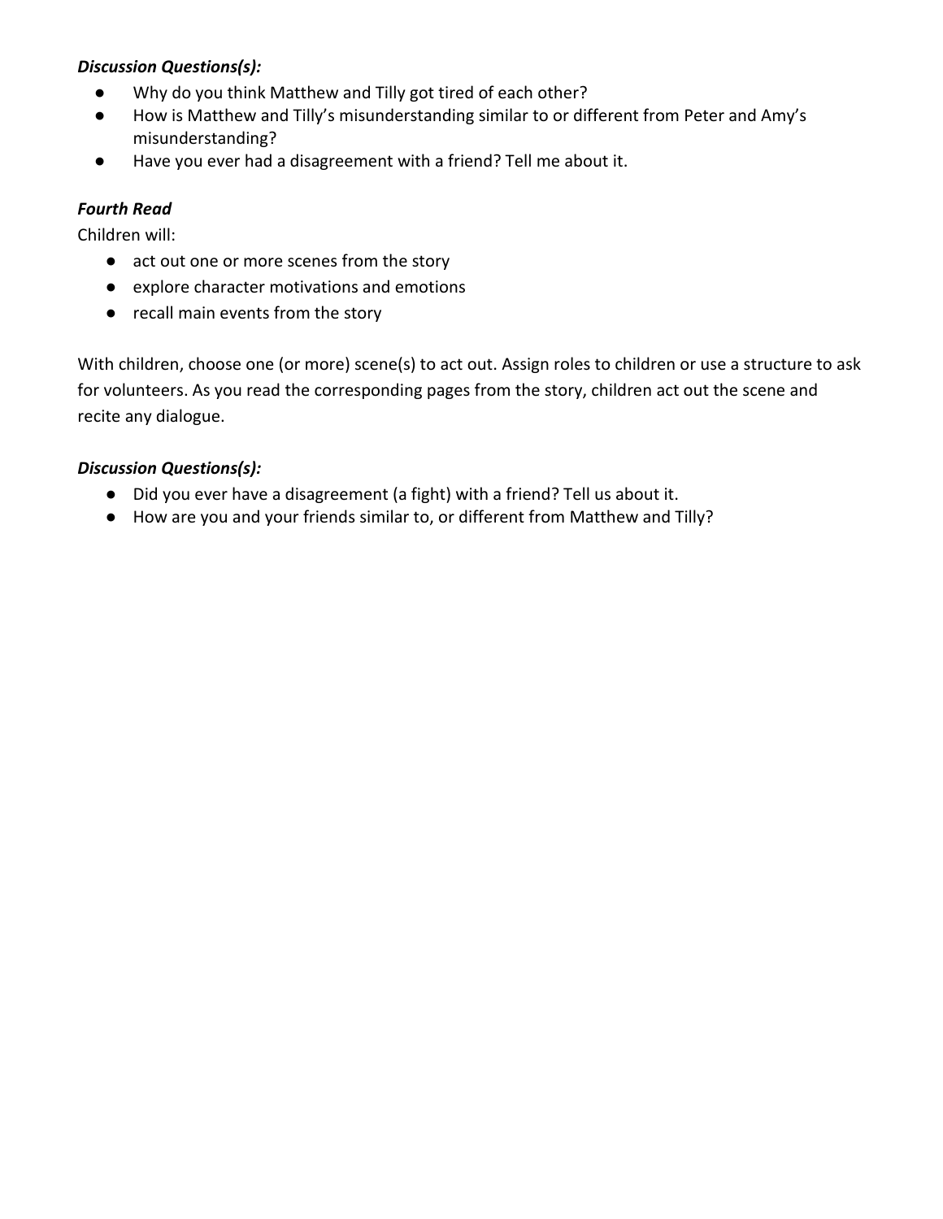***Discussion Questions(s):***

- Why do you think Matthew and Tilly got tired of each other?
- How is Matthew and Tilly's misunderstanding similar to or different from Peter and Amy's misunderstanding?
- Have you ever had a disagreement with a friend? Tell me about it.

***Fourth Read***

Children will:

- act out one or more scenes from the story
- explore character motivations and emotions
- recall main events from the story

With children, choose one (or more) scene(s) to act out. Assign roles to children or use a structure to ask for volunteers. As you read the corresponding pages from the story, children act out the scene and recite any dialogue.

***Discussion Questions(s):***

- Did you ever have a disagreement (a fight) with a friend? Tell us about it.
- How are you and your friends similar to, or different from Matthew and Tilly?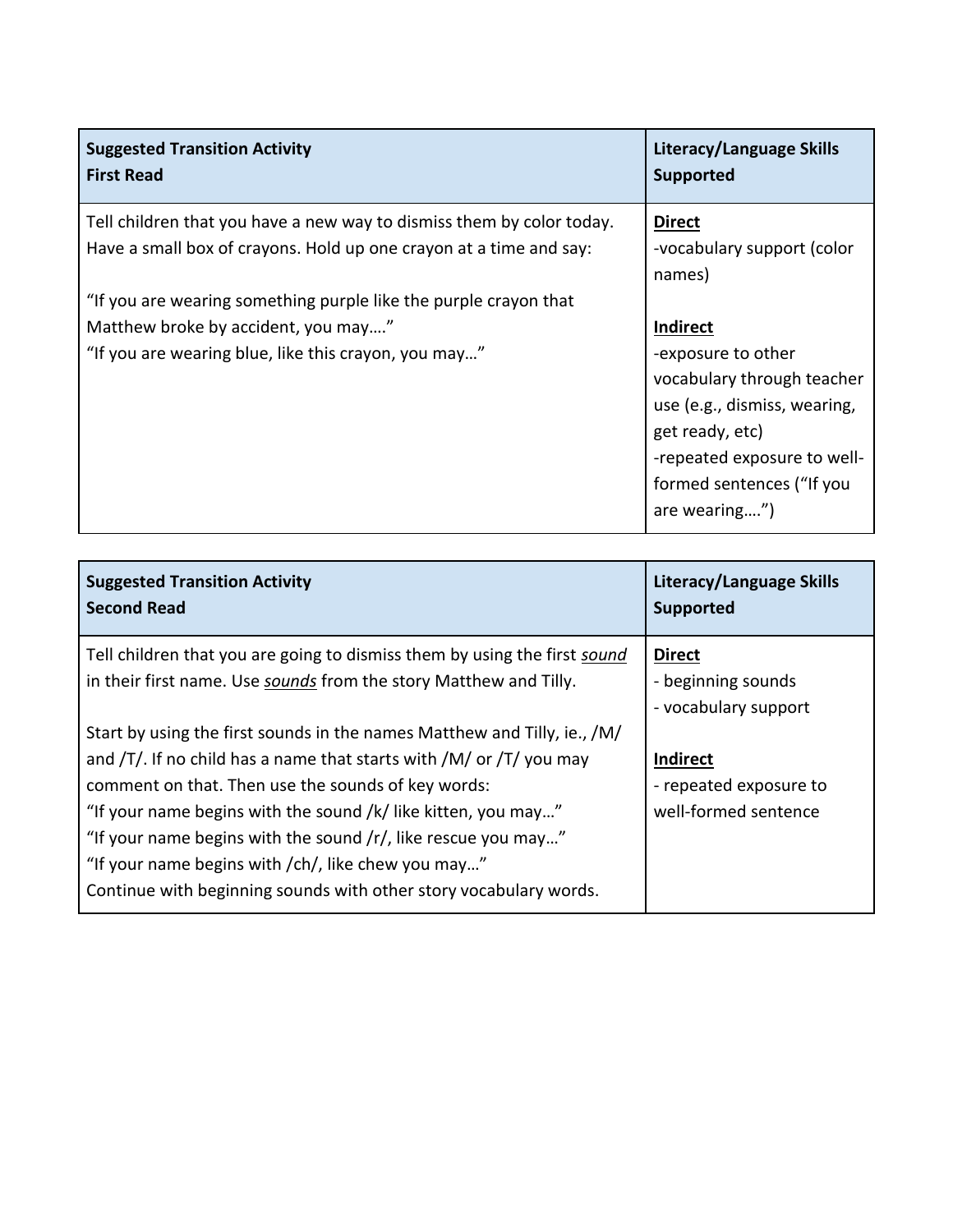| Suggested Transition Activity<br>First Read | Literacy/Language Skills Supported |
| --- | --- |
| Tell children that you have a new way to dismiss them by color today. Have a small box of crayons. Hold up one crayon at a time and say:<br><br>"If you are wearing something purple like the purple crayon that Matthew broke by accident, you may…."<br>"If you are wearing blue, like this crayon, you may…" | **<u>Direct</u>**<br>-vocabulary support (color names)<br><br>**<u>Indirect</u>**<br>-exposure to other vocabulary through teacher use (e.g., dismiss, wearing, get ready, etc)<br>-repeated exposure to well-formed sentences ("If you are wearing….") |

| Suggested Transition Activity<br>Second Read | Literacy/Language Skills Supported |
| --- | --- |
| Tell children that you are going to dismiss them by using the first <u>*sound*</u> in their first name. Use <u>*sounds*</u> from the story Matthew and Tilly.<br><br>Start by using the first sounds in the names Matthew and Tilly, ie., /M/ and /T/. If no child has a name that starts with /M/ or /T/ you may comment on that. Then use the sounds of key words:<br>"If your name begins with the sound /k/ like kitten, you may…"<br>"If your name begins with the sound /r/, like rescue you may…"<br>"If your name begins with /ch/, like chew you may…"<br>Continue with beginning sounds with other story vocabulary words. | **<u>Direct</u>**<br>- beginning sounds<br>- vocabulary support<br><br>**<u>Indirect</u>**<br>- repeated exposure to well-formed sentence |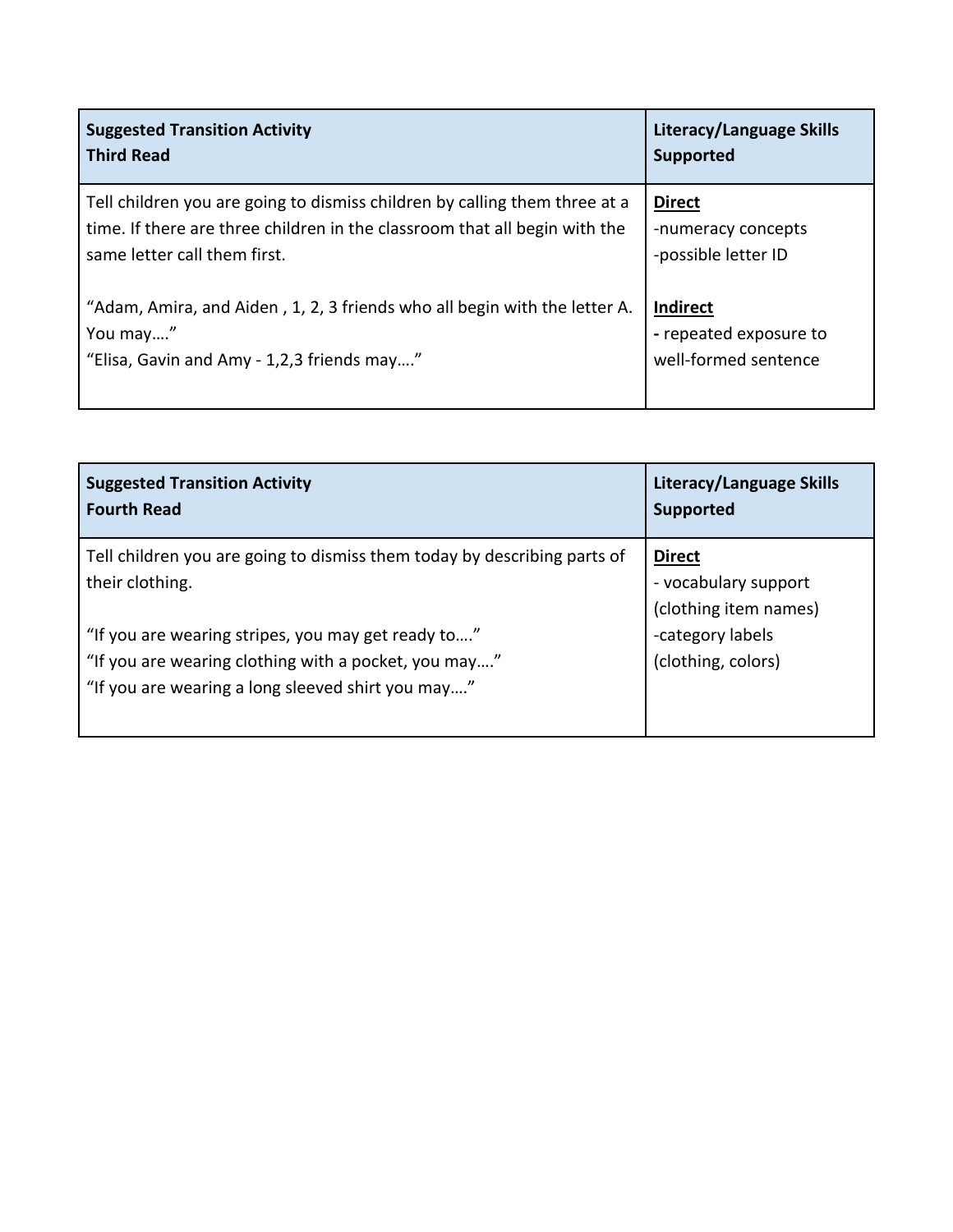| Suggested Transition Activity<br>Third Read | Literacy/Language Skills Supported |
|---|---|
| Tell children you are going to dismiss children by calling them three at a time. If there are three children in the classroom that all begin with the same letter call them first.<br><br>“Adam, Amira, and Aiden , 1, 2, 3 friends who all begin with the letter A. You may….”<br>“Elisa, Gavin and Amy - 1,2,3 friends may….” | **Direct**<br>-numeracy concepts<br>-possible letter ID<br><br>**Indirect**<br>- repeated exposure to well-formed sentence |

| Suggested Transition Activity<br>Fourth Read | Literacy/Language Skills Supported |
|---|---|
| Tell children you are going to dismiss them today by describing parts of their clothing.<br><br>“If you are wearing stripes, you may get ready to….”<br>“If you are wearing clothing with a pocket, you may….”<br>“If you are wearing a long sleeved shirt you may….” | **Direct**<br>- vocabulary support (clothing item names)<br>-category labels (clothing, colors) |